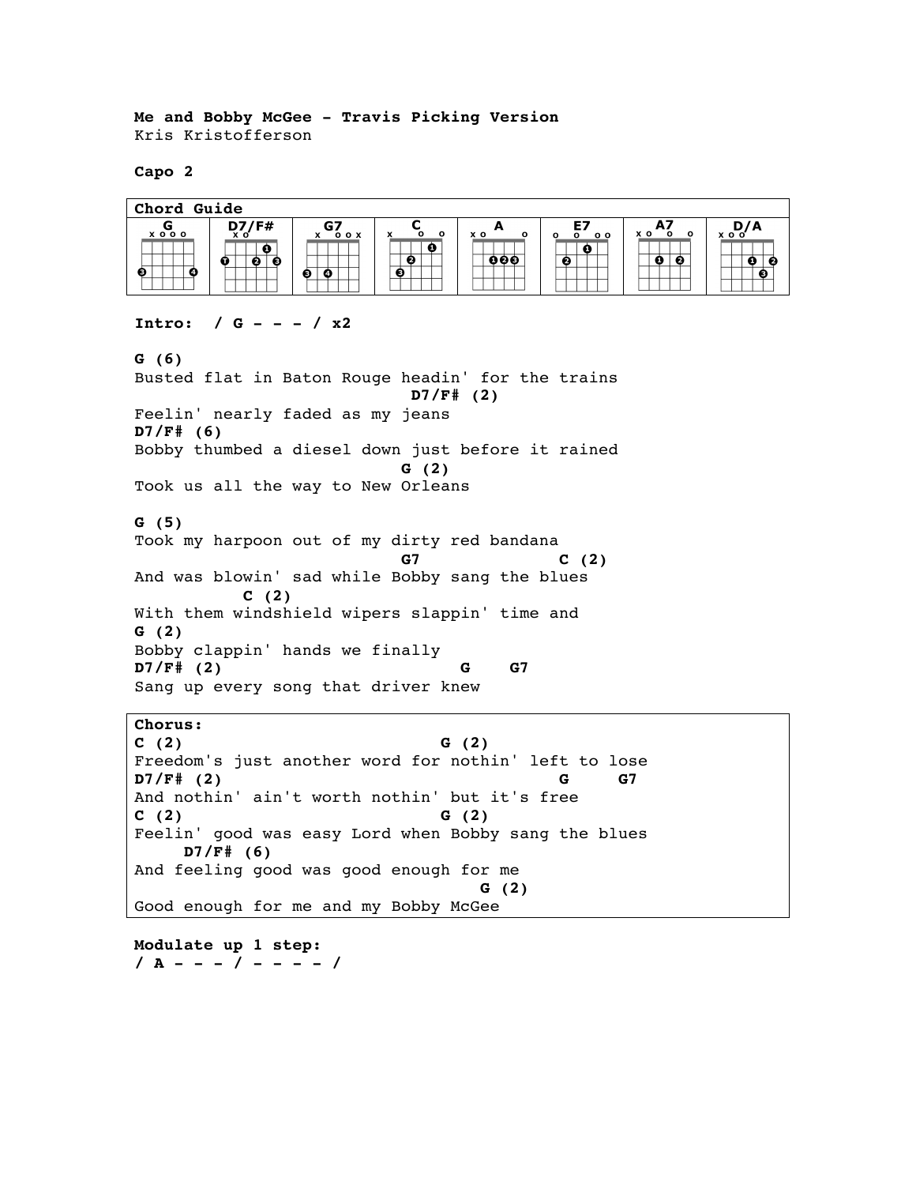**Me and Bobby McGee - Travis Picking Version**
Kris Kristofferson

**Capo 2**

**Chord Guide**

| G | D7/F# | G7 | C | A | E7 | A7 | D/A |
|---|---|---|---|---|---|---|---|

**Intro: / G - - - / x2**

```
G (6)
Busted flat in Baton Rouge headin' for the trains
                            D7/F# (2)
Feelin' nearly faded as my jeans
D7/F# (6)
Bobby thumbed a diesel down just before it rained
                           G (2)
Took us all the way to New Orleans

G (5)
Took my harpoon out of my dirty red bandana
                           G7              C (2)
And was blowin' sad while Bobby sang the blues
           C (2)
With them windshield wipers slappin' time and
G (2)
Bobby clappin' hands we finally
D7/F# (2)                         G    G7
Sang up every song that driver knew
```

**Chorus:**

```
C (2)                         G (2)
Freedom's just another word for nothin' left to lose
D7/F# (2)                                 G     G7
And nothin' ain't worth nothin' but it's free
C (2)                         G (2)
Feelin' good was easy Lord when Bobby sang the blues
     D7/F# (6)
And feeling good was good enough for me
                                   G (2)
Good enough for me and my Bobby McGee
```

**Modulate up 1 step:**
**/ A - - - / - - - - /**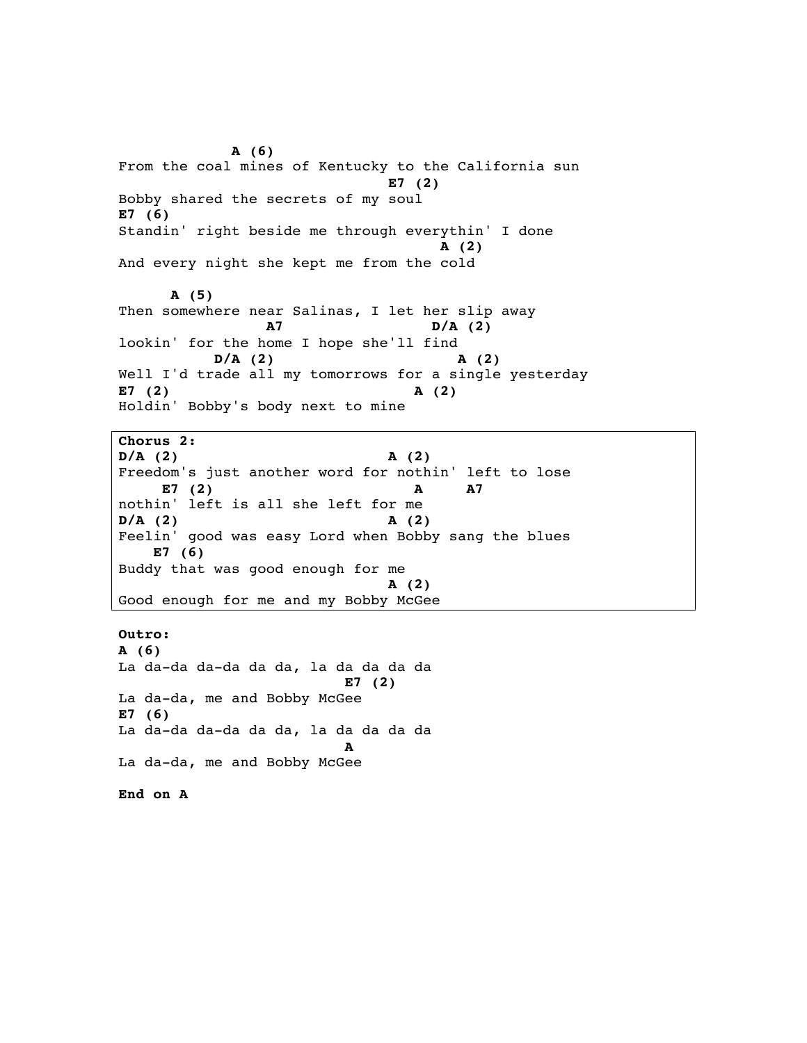```
             A (6)
From the coal mines of Kentucky to the California sun
                               E7 (2)
Bobby shared the secrets of my soul
E7 (6)
Standin' right beside me through everythin' I done
                                     A (2)
And every night she kept me from the cold

      A (5)
Then somewhere near Salinas, I let her slip away
                 A7                 D/A (2)
lookin' for the home I hope she'll find
           D/A (2)                    A (2)
Well I'd trade all my tomorrows for a single yesterday
E7 (2)                            A (2)
Holdin' Bobby's body next to mine
```

**Chorus 2:**

```
D/A (2)                        A (2)
Freedom's just another word for nothin' left to lose
     E7 (2)                       A     A7
nothin' left is all she left for me
D/A (2)                        A (2)
Feelin' good was easy Lord when Bobby sang the blues
    E7 (6)
Buddy that was good enough for me
                               A (2)
Good enough for me and my Bobby McGee
```

**Outro:**

```
A (6)
La da-da da-da da da, la da da da da
                          E7 (2)
La da-da, me and Bobby McGee
E7 (6)
La da-da da-da da da, la da da da da
                          A
La da-da, me and Bobby McGee
```

**End on A**